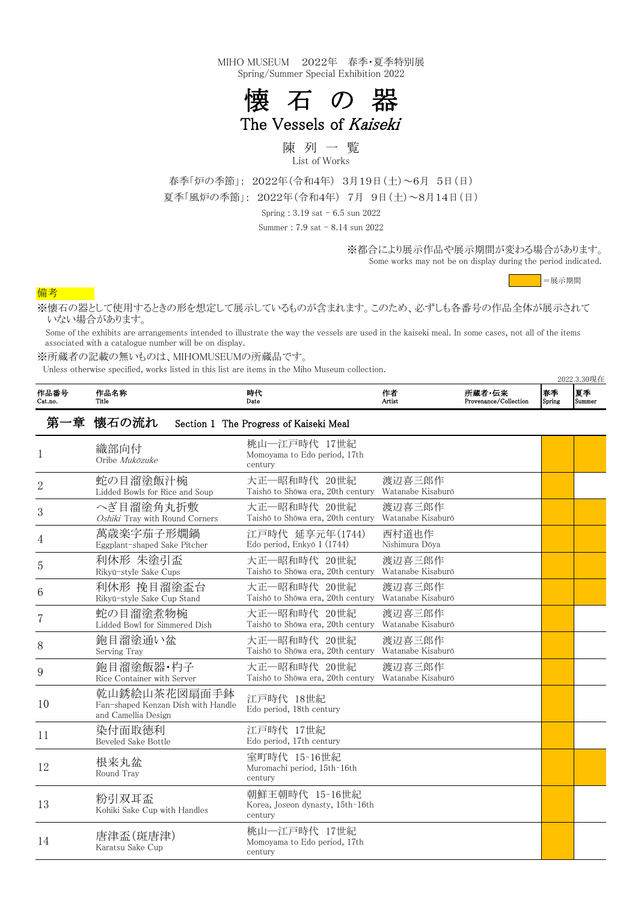MIHO MUSEUM　2022年　春季・夏季特別展
Spring/Summer Special Exhibition 2022

# 懐 石 の 器
# The Vessels of *Kaiseki*

## 陳 列 一 覧
List of Works

春季「炉の季節」：2022年（令和4年）3月19日（土）～6月 5日（日）
夏季「風炉の季節」：2022年（令和4年）7月 9日（土）～8月14日（日）

Spring : 3.19 sat – 6.5 sun 2022
Summer : 7.9 sat – 8.14 sun 2022

※都合により展示作品や展示期間が変わる場合があります。
Some works may not be on display during the period indicated.

■＝展示期間

備考

※懐石の器として使用するときの形を想定して展示しているものが含まれます。このため、必ずしも各番号の作品全体が展示されていない場合があります。
Some of the exhibits are arrangements intended to illustrate the way the vessels are used in the kaiseki meal. In some cases, not all of the items associated with a catalogue number will be on display.

※所蔵者の記載の無いものは、MIHOMUSEUMの所蔵品です。
Unless otherwise specified, works listed in this list are items in the Miho Museum collection.

2022.3.30現在

## 第一章 懐石の流れ　Section 1 The Progress of Kaiseki Meal

| 作品番号 Cat.no. | 作品名称 Title | 時代 Date | 作者 Artist | 所蔵者・伝来 Provenance/Collection | 春季 Spring | 夏季 Summer |
|---|---|---|---|---|---|---|
| 1 | 織部向付<br>Oribe *Mukōzuke* | 桃山―江戸時代 17世紀<br>Momoyama to Edo period, 17th century | | | ■ | ■ |
| 2 | 蛇の目溜塗飯汁椀<br>Lidded Bowls for Rice and Soup | 大正―昭和時代 20世紀<br>Taishō to Shōwa era, 20th century | 渡辺喜三郎作<br>Watanabe Kisaburō | | ■ | |
| 3 | へぎ目溜塗角丸折敷<br>*Oshiki* Tray with Round Corners | 大正―昭和時代 20世紀<br>Taishō to Shōwa era, 20th century | 渡辺喜三郎作<br>Watanabe Kisaburō | | ■ | ■ |
| 4 | 萬歳楽字茄子形燗鍋<br>Eggplant-shaped Sake Pitcher | 江戸時代 延享元年（1744）<br>Edo period, Enkyō 1 (1744) | 西村道也作<br>Nishimura Dōya | | ■ | ■ |
| 5 | 利休形 朱塗引盃<br>Rikyū-style Sake Cups | 大正―昭和時代 20世紀<br>Taishō to Shōwa era, 20th century | 渡辺喜三郎作<br>Watanabe Kisaburō | | ■ | ■ |
| 6 | 利休形 挽目溜塗盃台<br>Rikyū-style Sake Cup Stand | 大正―昭和時代 20世紀<br>Taishō to Shōwa era, 20th century | 渡辺喜三郎作<br>Watanabe Kisaburō | | ■ | ■ |
| 7 | 蛇の目溜塗煮物椀<br>Lidded Bowl for Simmered Dish | 大正―昭和時代 20世紀<br>Taishō to Shōwa era, 20th century | 渡辺喜三郎作<br>Watanabe Kisaburō | | ■ | |
| 8 | 鉋目溜塗通い盆<br>Serving Tray | 大正―昭和時代 20世紀<br>Taishō to Shōwa era, 20th century | 渡辺喜三郎作<br>Watanabe Kisaburō | | ■ | |
| 9 | 鉋目溜塗飯器・杓子<br>Rice Container with Server | 大正―昭和時代 20世紀<br>Taishō to Shōwa era, 20th century | 渡辺喜三郎作<br>Watanabe Kisaburō | | ■ | |
| 10 | 乾山銹絵山茶花図扇面手鉢<br>Fan-shaped Kenzan Dish with Handle and Camellia Design | 江戸時代 18世紀<br>Edo period, 18th century | | | ■ | |
| 11 | 染付面取徳利<br>Beveled Sake Bottle | 江戸時代 17世紀<br>Edo period, 17th century | | | ■ | |
| 12 | 根来丸盆<br>Round Tray | 室町時代 15-16世紀<br>Muromachi period, 15th-16th century | | | ■ | ■ |
| 13 | 粉引双耳盃<br>Kohiki Sake Cup with Handles | 朝鮮王朝時代 15-16世紀<br>Korea, Joseon dynasty, 15th-16th century | | | ■ | |
| 14 | 唐津盃（斑唐津）<br>Karatsu Sake Cup | 桃山―江戸時代 17世紀<br>Momoyama to Edo period, 17th century | | | ■ | |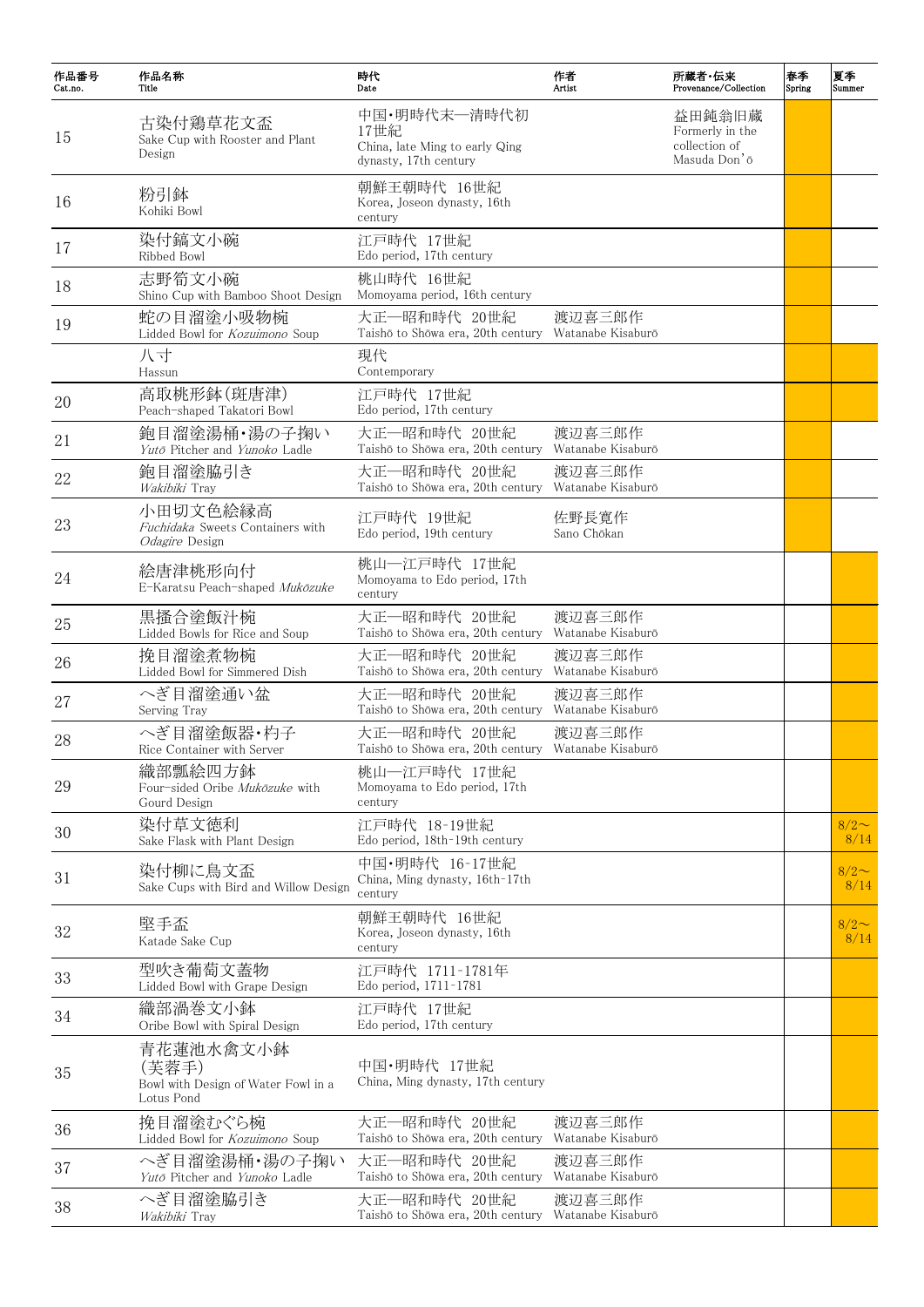| 作品番号<br>Cat.no. | 作品名称<br>Title | 時代<br>Date | 作者<br>Artist | 所蔵者・伝来<br>Provenance/Collection | 春季<br>Spring | 夏季<br>Summer |
|---|---|---|---|---|---|---|
| 15 | 古染付鶏草花文盃<br>Sake Cup with Rooster and Plant Design | 中国・明時代末―清時代初 17世紀<br>China, late Ming to early Qing dynasty, 17th century | | 益田鈍翁旧蔵<br>Formerly in the collection of Masuda Don'ō | | |
| 16 | 粉引鉢<br>Kohiki Bowl | 朝鮮王朝時代 16世紀<br>Korea, Joseon dynasty, 16th century | | | | |
| 17 | 染付鎬文小碗<br>Ribbed Bowl | 江戸時代 17世紀<br>Edo period, 17th century | | | | |
| 18 | 志野筍文小碗<br>Shino Cup with Bamboo Shoot Design | 桃山時代 16世紀<br>Momoyama period, 16th century | | | | |
| 19 | 蛇の目溜塗小吸物椀<br>Lidded Bowl for *Kozuimono* Soup | 大正―昭和時代 20世紀<br>Taishō to Shōwa era, 20th century | 渡辺喜三郎作<br>Watanabe Kisaburō | | | |
| | 八寸<br>Hassun | 現代<br>Contemporary | | | | |
| 20 | 高取桃形鉢(斑唐津)<br>Peach-shaped Takatori Bowl | 江戸時代 17世紀<br>Edo period, 17th century | | | | |
| 21 | 鉋目溜塗湯桶・湯の子掬い<br>*Yutō* Pitcher and *Yunoko* Ladle | 大正―昭和時代 20世紀<br>Taishō to Shōwa era, 20th century | 渡辺喜三郎作<br>Watanabe Kisaburō | | | |
| 22 | 鉋目溜塗脇引き<br>*Wakibiki* Tray | 大正―昭和時代 20世紀<br>Taishō to Shōwa era, 20th century | 渡辺喜三郎作<br>Watanabe Kisaburō | | | |
| 23 | 小田切文色絵縁高<br>*Fuchidaka* Sweets Containers with *Odagire* Design | 江戸時代 19世紀<br>Edo period, 19th century | 佐野長寛作<br>Sano Chōkan | | | |
| 24 | 絵唐津桃形向付<br>E-Karatsu Peach-shaped *Mukōzuke* | 桃山―江戸時代 17世紀<br>Momoyama to Edo period, 17th century | | | | |
| 25 | 黒掻合塗飯汁椀<br>Lidded Bowls for Rice and Soup | 大正―昭和時代 20世紀<br>Taishō to Shōwa era, 20th century | 渡辺喜三郎作<br>Watanabe Kisaburō | | | |
| 26 | 挽目溜塗煮物椀<br>Lidded Bowl for Simmered Dish | 大正―昭和時代 20世紀<br>Taishō to Shōwa era, 20th century | 渡辺喜三郎作<br>Watanabe Kisaburō | | | |
| 27 | へぎ目溜塗通い盆<br>Serving Tray | 大正―昭和時代 20世紀<br>Taishō to Shōwa era, 20th century | 渡辺喜三郎作<br>Watanabe Kisaburō | | | |
| 28 | へぎ目溜塗飯器・杓子<br>Rice Container with Server | 大正―昭和時代 20世紀<br>Taishō to Shōwa era, 20th century | 渡辺喜三郎作<br>Watanabe Kisaburō | | | |
| 29 | 織部瓢絵四方鉢<br>Four-sided Oribe *Mukōzuke* with Gourd Design | 桃山―江戸時代 17世紀<br>Momoyama to Edo period, 17th century | | | | |
| 30 | 染付草文徳利<br>Sake Flask with Plant Design | 江戸時代 18-19世紀<br>Edo period, 18th-19th century | | | | 8/2～8/14 |
| 31 | 染付柳に鳥文盃<br>Sake Cups with Bird and Willow Design | 中国・明時代 16-17世紀<br>China, Ming dynasty, 16th-17th century | | | | 8/2～8/14 |
| 32 | 堅手盃<br>Katade Sake Cup | 朝鮮王朝時代 16世紀<br>Korea, Joseon dynasty, 16th century | | | | 8/2～8/14 |
| 33 | 型吹き葡萄文蓋物<br>Lidded Bowl with Grape Design | 江戸時代 1711-1781年<br>Edo period, 1711-1781 | | | | |
| 34 | 織部渦巻文小鉢<br>Oribe Bowl with Spiral Design | 江戸時代 17世紀<br>Edo period, 17th century | | | | |
| 35 | 青花蓮池水禽文小鉢(芙蓉手)<br>Bowl with Design of Water Fowl in a Lotus Pond | 中国・明時代 17世紀<br>China, Ming dynasty, 17th century | | | | |
| 36 | 挽目溜塗むぐら椀<br>Lidded Bowl for *Kozuimono* Soup | 大正―昭和時代 20世紀<br>Taishō to Shōwa era, 20th century | 渡辺喜三郎作<br>Watanabe Kisaburō | | | |
| 37 | へぎ目溜塗湯桶・湯の子掬い<br>*Yutō* Pitcher and *Yunoko* Ladle | 大正―昭和時代 20世紀<br>Taishō to Shōwa era, 20th century | 渡辺喜三郎作<br>Watanabe Kisaburō | | | |
| 38 | へぎ目溜塗脇引き<br>*Wakibiki* Tray | 大正―昭和時代 20世紀<br>Taishō to Shōwa era, 20th century | 渡辺喜三郎作<br>Watanabe Kisaburō | | | |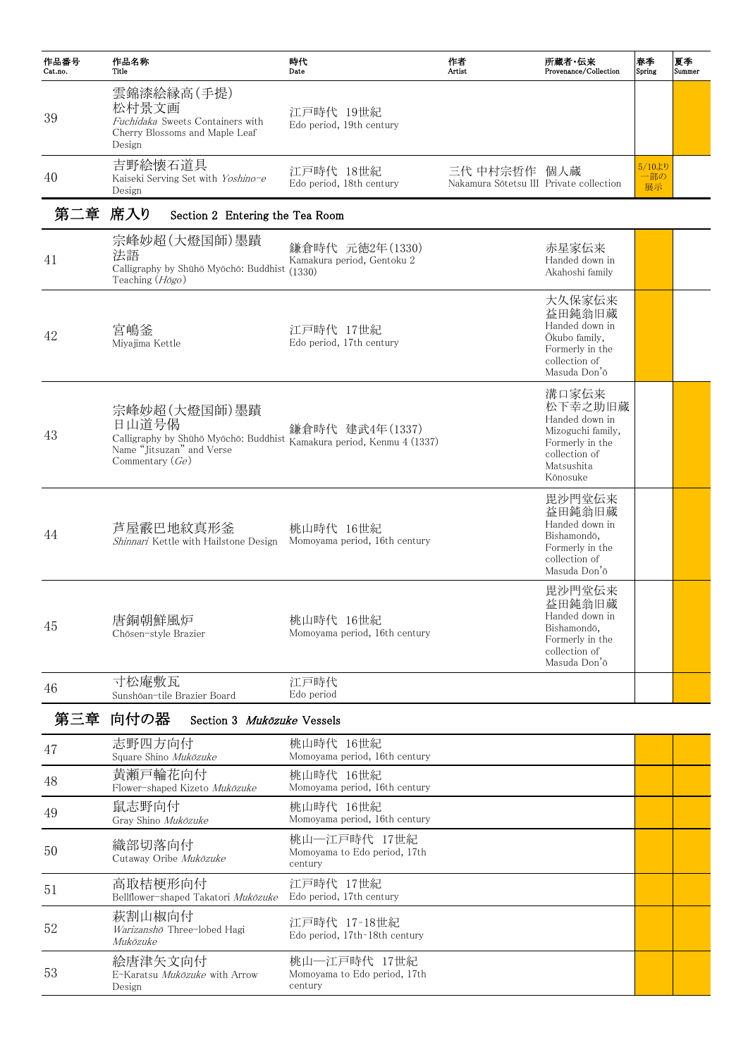| 作品番号 Cat.no. | 作品名称 Title | 時代 Date | 作者 Artist | 所蔵者・伝来 Provenance/Collection | 春季 Spring | 夏季 Summer |
|---|---|---|---|---|---|---|
| 39 | 雲錦漆絵縁高(手提) 松村景文画 *Fuchidaka* Sweets Containers with Cherry Blossoms and Maple Leaf Design | 江戸時代 19世紀 Edo period, 19th century | | | | |
| 40 | 吉野絵懐石道具 Kaiseki Serving Set with *Yoshino-e* Design | 江戸時代 18世紀 Edo period, 18th century | 三代 中村宗哲作 Nakamura Sōtetsu III | 個人蔵 Private collection | 5/10より一部の展示 | |

## 第二章 席入り Section 2 Entering the Tea Room

| 作品番号 Cat.no. | 作品名称 Title | 時代 Date | 作者 Artist | 所蔵者・伝来 Provenance/Collection | 春季 Spring | 夏季 Summer |
|---|---|---|---|---|---|---|
| 41 | 宗峰妙超(大燈国師)墨蹟 法語 Calligraphy by Shūhō Myōchō: Buddhist Teaching (*Hōgo*) | 鎌倉時代 元徳2年(1330) Kamakura period, Gentoku 2 (1330) | | 赤星家伝来 Handed down in Akahoshi family | | |
| 42 | 宮嶋釜 Miyajima Kettle | 江戸時代 17世紀 Edo period, 17th century | | 大久保家伝来 益田鈍翁旧蔵 Handed down in Ōkubo family, Formerly in the collection of Masuda Don'ō | | |
| 43 | 宗峰妙超(大燈国師)墨蹟 日山道号偈 Calligraphy by Shūhō Myōchō: Buddhist Name "Jitsuzan" and Verse Commentary (*Ge*) | 鎌倉時代 建武4年(1337) Kamakura period, Kenmu 4 (1337) | | 溝口家伝来 松下幸之助旧蔵 Handed down in Mizoguchi family, Formerly in the collection of Matsushita Kōnosuke | | |
| 44 | 芦屋霰巴地紋真形釜 *Shinnari* Kettle with Hailstone Design | 桃山時代 16世紀 Momoyama period, 16th century | | 毘沙門堂伝来 益田鈍翁旧蔵 Handed down in Bishamondō, Formerly in the collection of Masuda Don'ō | | |
| 45 | 唐銅朝鮮風炉 Chōsen-style Brazier | 桃山時代 16世紀 Momoyama period, 16th century | | 毘沙門堂伝来 益田鈍翁旧蔵 Handed down in Bishamondō, Formerly in the collection of Masuda Don'ō | | |
| 46 | 寸松庵敷瓦 Sunshōan-tile Brazier Board | 江戸時代 Edo period | | | | |

## 第三章 向付の器 Section 3 *Mukōzuke* Vessels

| 作品番号 Cat.no. | 作品名称 Title | 時代 Date | 作者 Artist | 所蔵者・伝来 Provenance/Collection | 春季 Spring | 夏季 Summer |
|---|---|---|---|---|---|---|
| 47 | 志野四方向付 Square Shino *Mukōzuke* | 桃山時代 16世紀 Momoyama period, 16th century | | | | |
| 48 | 黄瀬戸輪花向付 Flower-shaped Kizeto *Mukōzuke* | 桃山時代 16世紀 Momoyama period, 16th century | | | | |
| 49 | 鼠志野向付 Gray Shino *Mukōzuke* | 桃山時代 16世紀 Momoyama period, 16th century | | | | |
| 50 | 織部切落向付 Cutaway Oribe *Mukōzuke* | 桃山―江戸時代 17世紀 Momoyama to Edo period, 17th century | | | | |
| 51 | 高取桔梗形向付 Bellflower-shaped Takatori *Mukōzuke* | 江戸時代 17世紀 Edo period, 17th century | | | | |
| 52 | 萩割山椒向付 *Warizanshō* Three-lobed Hagi *Mukōzuke* | 江戸時代 17-18世紀 Edo period, 17th-18th century | | | | |
| 53 | 絵唐津矢文向付 E-Karatsu *Mukōzuke* with Arrow Design | 桃山―江戸時代 17世紀 Momoyama to Edo period, 17th century | | | | |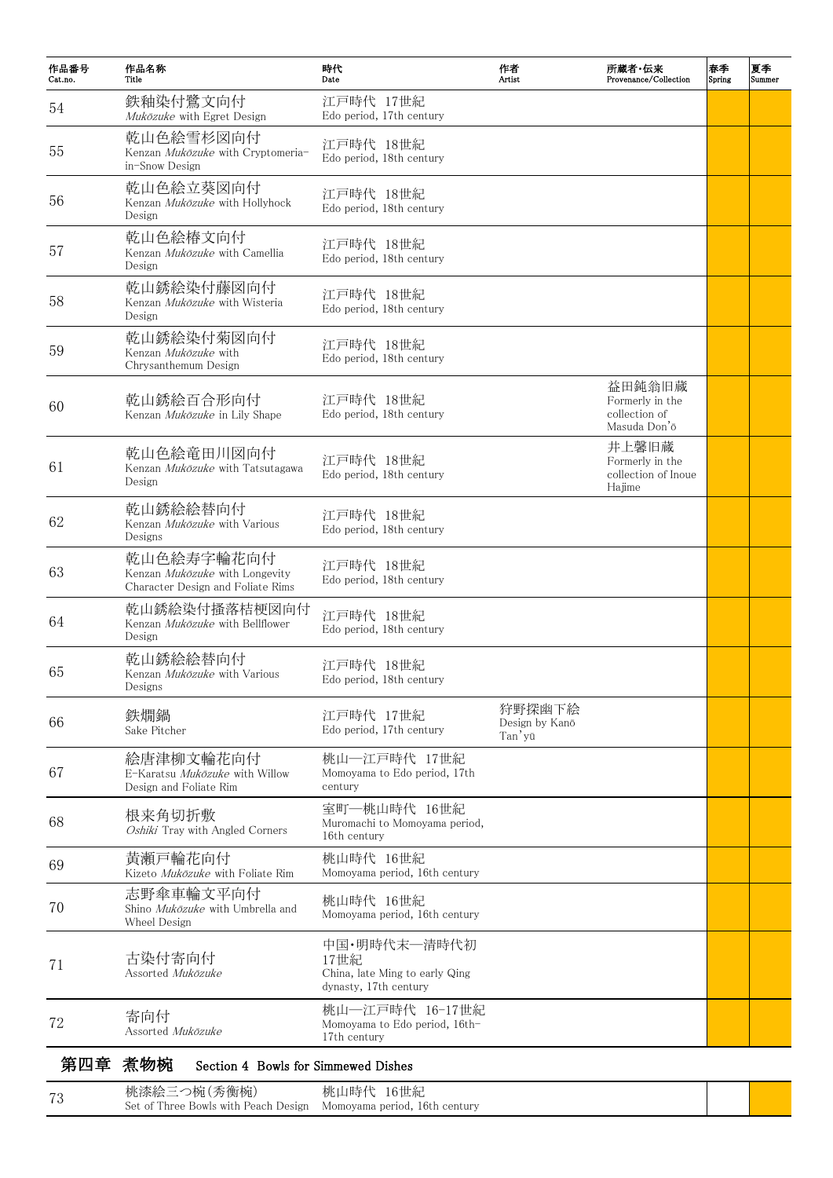| 作品番号 Cat.no. | 作品名称 Title | 時代 Date | 作者 Artist | 所蔵者・伝来 Provenance/Collection | 春季 Spring | 夏季 Summer |
|---|---|---|---|---|---|---|
| 54 | 鉄釉染付鷺文向付 *Mukōzuke* with Egret Design | 江戸時代 17世紀 Edo period, 17th century | | | | |
| 55 | 乾山色絵雪杉図向付 Kenzan *Mukōzuke* with Cryptomeria-in-Snow Design | 江戸時代 18世紀 Edo period, 18th century | | | | |
| 56 | 乾山色絵立葵図向付 Kenzan *Mukōzuke* with Hollyhock Design | 江戸時代 18世紀 Edo period, 18th century | | | | |
| 57 | 乾山色絵椿文向付 Kenzan *Mukōzuke* with Camellia Design | 江戸時代 18世紀 Edo period, 18th century | | | | |
| 58 | 乾山銹絵染付藤図向付 Kenzan *Mukōzuke* with Wisteria Design | 江戸時代 18世紀 Edo period, 18th century | | | | |
| 59 | 乾山銹絵染付菊図向付 Kenzan *Mukōzuke* with Chrysanthemum Design | 江戸時代 18世紀 Edo period, 18th century | | | | |
| 60 | 乾山銹絵百合形向付 Kenzan *Mukōzuke* in Lily Shape | 江戸時代 18世紀 Edo period, 18th century | | 益田鈍翁旧蔵 Formerly in the collection of Masuda Don'ō | | |
| 61 | 乾山色絵竜田川図向付 Kenzan *Mukōzuke* with Tatsutagawa Design | 江戸時代 18世紀 Edo period, 18th century | | 井上馨旧蔵 Formerly in the collection of Inoue Hajime | | |
| 62 | 乾山銹絵絵替向付 Kenzan *Mukōzuke* with Various Designs | 江戸時代 18世紀 Edo period, 18th century | | | | |
| 63 | 乾山色絵寿字輪花向付 Kenzan *Mukōzuke* with Longevity Character Design and Foliate Rims | 江戸時代 18世紀 Edo period, 18th century | | | | |
| 64 | 乾山銹絵染付掻落桔梗図向付 Kenzan *Mukōzuke* with Bellflower Design | 江戸時代 18世紀 Edo period, 18th century | | | | |
| 65 | 乾山銹絵絵替向付 Kenzan *Mukōzuke* with Various Designs | 江戸時代 18世紀 Edo period, 18th century | | | | |
| 66 | 鉄燗鍋 Sake Pitcher | 江戸時代 17世紀 Edo period, 17th century | 狩野探幽下絵 Design by Kanō Tan'yū | | | |
| 67 | 絵唐津柳文輪花向付 E-Karatsu *Mukōzuke* with Willow Design and Foliate Rim | 桃山—江戸時代 17世紀 Momoyama to Edo period, 17th century | | | | |
| 68 | 根来角切折敷 *Oshiki* Tray with Angled Corners | 室町—桃山時代 16世紀 Muromachi to Momoyama period, 16th century | | | | |
| 69 | 黄瀬戸輪花向付 Kizeto *Mukōzuke* with Foliate Rim | 桃山時代 16世紀 Momoyama period, 16th century | | | | |
| 70 | 志野傘車輪文平向付 Shino *Mukōzuke* with Umbrella and Wheel Design | 桃山時代 16世紀 Momoyama period, 16th century | | | | |
| 71 | 古染付寄向付 Assorted *Mukōzuke* | 中国・明時代末—清時代初 17世紀 China, late Ming to early Qing dynasty, 17th century | | | | |
| 72 | 寄向付 Assorted *Mukōzuke* | 桃山—江戸時代 16-17世紀 Momoyama to Edo period, 16th-17th century | | | | |

## 第四章 煮物椀 Section 4 Bowls for Simmeed Dishes

| 作品番号 Cat.no. | 作品名称 Title | 時代 Date | 作者 Artist | 所蔵者・伝来 Provenance/Collection | 春季 Spring | 夏季 Summer |
|---|---|---|---|---|---|---|
| 73 | 桃漆絵三つ椀(秀衡椀) Set of Three Bowls with Peach Design | 桃山時代 16世紀 Momoyama period, 16th century | | | | |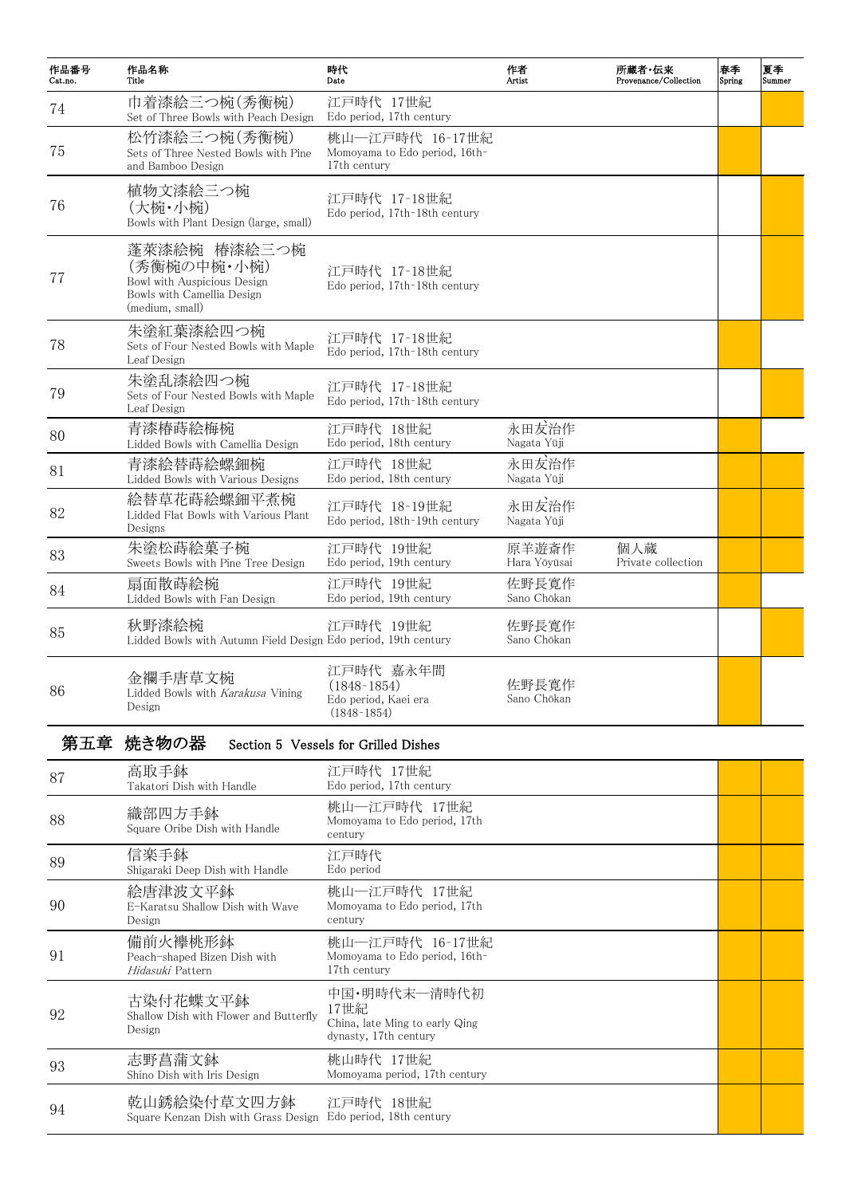| 作品番号<br>Cat.no. | 作品名称<br>Title | 時代<br>Date | 作者<br>Artist | 所蔵者・伝来<br>Provenance/Collection | 春季<br>Spring | 夏季<br>Summer |
|---|---|---|---|---|---|---|
| 74 | 巾着漆絵三つ椀(秀衡椀)<br>Set of Three Bowls with Peach Design | 江戸時代 17世紀<br>Edo period, 17th century | | | | ● |
| 75 | 松竹漆絵三つ椀(秀衡椀)<br>Sets of Three Nested Bowls with Pine and Bamboo Design | 桃山—江戸時代 16-17世紀<br>Momoyama to Edo period, 16th-17th century | | | ● | |
| 76 | 植物文漆絵三つ椀<br>(大椀・小椀)<br>Bowls with Plant Design (large, small) | 江戸時代 17-18世紀<br>Edo period, 17th-18th century | | | | ● |
| 77 | 蓬莱漆絵椀 椿漆絵三つ椀<br>(秀衡椀の中椀・小椀)<br>Bowl with Auspicious Design<br>Bowls with Camellia Design<br>(medium, small) | 江戸時代 17-18世紀<br>Edo period, 17th-18th century | | | | ● |
| 78 | 朱塗紅葉漆絵四つ椀<br>Sets of Four Nested Bowls with Maple Leaf Design | 江戸時代 17-18世紀<br>Edo period, 17th-18th century | | | ● | |
| 79 | 朱塗乱漆絵四つ椀<br>Sets of Four Nested Bowls with Maple Leaf Design | 江戸時代 17-18世紀<br>Edo period, 17th-18th century | | | | ● |
| 80 | 青漆椿蒔絵梅椀<br>Lidded Bowls with Camellia Design | 江戸時代 18世紀<br>Edo period, 18th century | 永田友治作<br>Nagata Yūji | | ● | |
| 81 | 青漆絵替蒔絵螺鈿椀<br>Lidded Bowls with Various Designs | 江戸時代 18世紀<br>Edo period, 18th century | 永田友治作<br>Nagata Yūji | | ● | ● |
| 82 | 絵替草花蒔絵螺鈿平煮椀<br>Lidded Flat Bowls with Various Plant Designs | 江戸時代 18-19世紀<br>Edo period, 18th-19th century | 永田友治作<br>Nagata Yūji | | ● | ● |
| 83 | 朱塗松蒔絵菓子椀<br>Sweets Bowls with Pine Tree Design | 江戸時代 19世紀<br>Edo period, 19th century | 原羊遊斎作<br>Hara Yōyūsai | 個人蔵<br>Private collection | ● | ● |
| 84 | 扇面散蒔絵椀<br>Lidded Bowls with Fan Design | 江戸時代 19世紀<br>Edo period, 19th century | 佐野長寛作<br>Sano Chōkan | | ● | |
| 85 | 秋野漆絵椀<br>Lidded Bowls with Autumn Field Design | 江戸時代 19世紀<br>Edo period, 19th century | 佐野長寛作<br>Sano Chōkan | | | ● |
| 86 | 金襴手唐草文椀<br>Lidded Bowls with *Karakusa* Vining Design | 江戸時代 嘉永年間<br>(1848-1854)<br>Edo period, Kaei era<br>(1848-1854) | 佐野長寛作<br>Sano Chōkan | | ● | |
| **第五章 焼き物の器** | **Section 5 Vessels for Grilled Dishes** | | | | | |
| 87 | 高取手鉢<br>Takatori Dish with Handle | 江戸時代 17世紀<br>Edo period, 17th century | | | ● | ● |
| 88 | 織部四方手鉢<br>Square Oribe Dish with Handle | 桃山—江戸時代 17世紀<br>Momoyama to Edo period, 17th century | | | ● | ● |
| 89 | 信楽手鉢<br>Shigaraki Deep Dish with Handle | 江戸時代<br>Edo period | | | ● | ● |
| 90 | 絵唐津波文平鉢<br>E-Karatsu Shallow Dish with Wave Design | 桃山—江戸時代 17世紀<br>Momoyama to Edo period, 17th century | | | ● | ● |
| 91 | 備前火襷桃形鉢<br>Peach-shaped Bizen Dish with *Hidasuki* Pattern | 桃山—江戸時代 16-17世紀<br>Momoyama to Edo period, 16th-17th century | | | ● | ● |
| 92 | 古染付花蝶文平鉢<br>Shallow Dish with Flower and Butterfly Design | 中国・明時代末—清時代初<br>17世紀<br>China, late Ming to early Qing dynasty, 17th century | | | ● | ● |
| 93 | 志野菖蒲文鉢<br>Shino Dish with Iris Design | 桃山時代 17世紀<br>Momoyama period, 17th century | | | ● | ● |
| 94 | 乾山銹絵染付草文四方鉢<br>Square Kenzan Dish with Grass Design | 江戸時代 18世紀<br>Edo period, 18th century | | | ● | ● |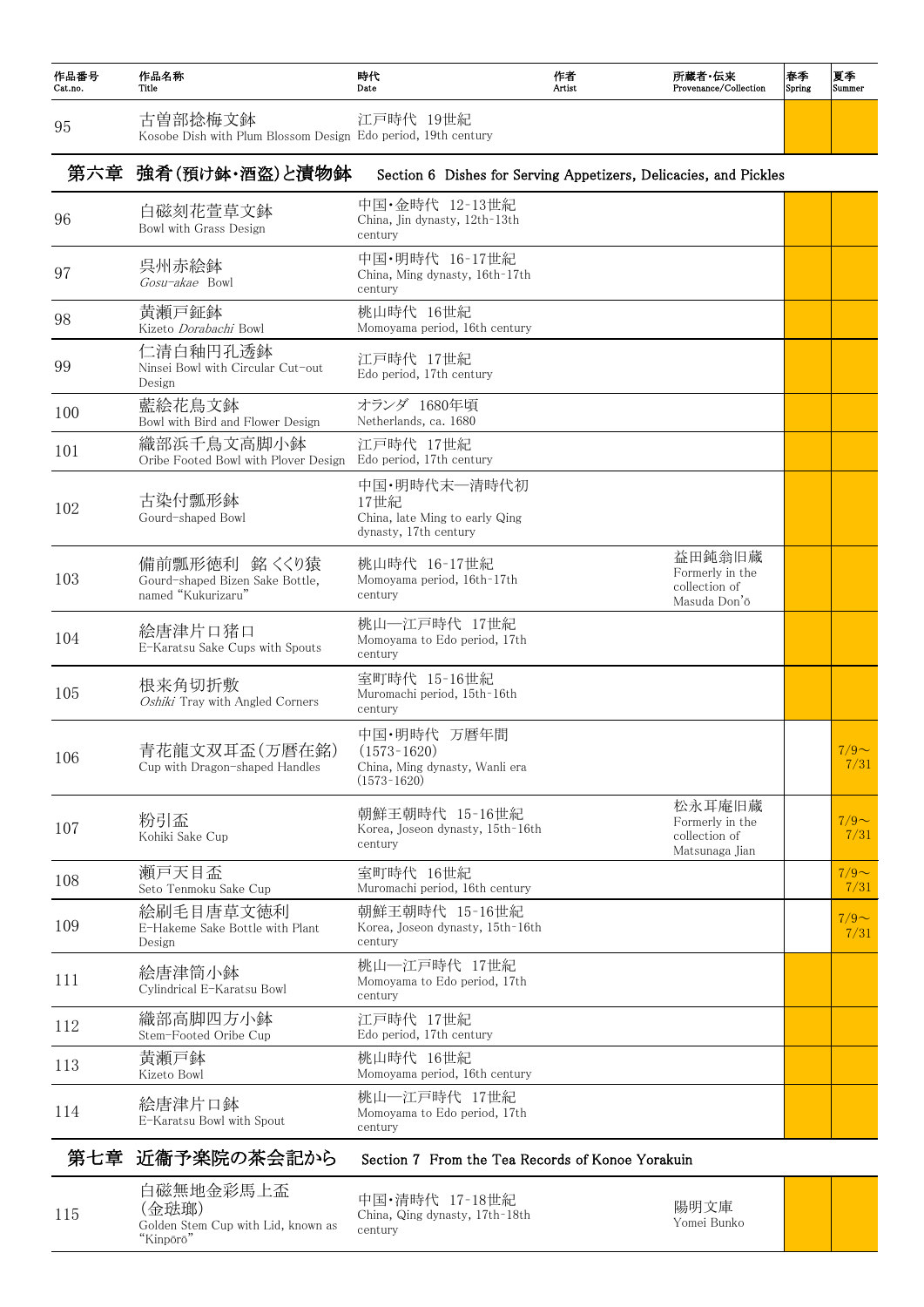| 作品番号 Cat.no. | 作品名称 Title | 時代 Date | 作者 Artist | 所蔵者・伝来 Provenance/Collection | 春季 Spring | 夏季 Summer |
|---|---|---|---|---|---|---|
| 95 | 古曽部捻梅文鉢 Kosobe Dish with Plum Blossom Design | 江戸時代 19世紀 Edo period, 19th century | | | | |
| **第六章 強肴(預け鉢・酒盃)と漬物鉢** | **Section 6 Dishes for Serving Appetizers, Delicacies, and Pickles** | | | | | |
| 96 | 白磁刻花萱草文鉢 Bowl with Grass Design | 中国・金時代 12-13世紀 China, Jin dynasty, 12th-13th century | | | | |
| 97 | 呉州赤絵鉢 *Gosu-akae* Bowl | 中国・明時代 16-17世紀 China, Ming dynasty, 16th-17th century | | | | |
| 98 | 黄瀬戸鉦鉢 Kizeto *Dorabachi* Bowl | 桃山時代 16世紀 Momoyama period, 16th century | | | | |
| 99 | 仁清白釉円孔透鉢 Ninsei Bowl with Circular Cut-out Design | 江戸時代 17世紀 Edo period, 17th century | | | | |
| 100 | 藍絵花鳥文鉢 Bowl with Bird and Flower Design | オランダ 1680年頃 Netherlands, ca. 1680 | | | | |
| 101 | 織部浜千鳥文高脚小鉢 Oribe Footed Bowl with Plover Design | 江戸時代 17世紀 Edo period, 17th century | | | | |
| 102 | 古染付瓢形鉢 Gourd-shaped Bowl | 中国・明時代末—清時代初 17世紀 China, late Ming to early Qing dynasty, 17th century | | | | |
| 103 | 備前瓢形徳利 銘 くくり猿 Gourd-shaped Bizen Sake Bottle, named "Kukurizaru" | 桃山時代 16-17世紀 Momoyama period, 16th-17th century | | 益田鈍翁旧蔵 Formerly in the collection of Masuda Don'ō | | |
| 104 | 絵唐津片口猪口 E-Karatsu Sake Cups with Spouts | 桃山—江戸時代 17世紀 Momoyama to Edo period, 17th century | | | | |
| 105 | 根来角切折敷 *Oshiki* Tray with Angled Corners | 室町時代 15-16世紀 Muromachi period, 15th-16th century | | | | |
| 106 | 青花龍文双耳盃(万暦在銘) Cup with Dragon-shaped Handles | 中国・明時代 万暦年間 (1573-1620) China, Ming dynasty, Wanli era (1573-1620) | | | | 7/9～7/31 |
| 107 | 粉引盃 Kohiki Sake Cup | 朝鮮王朝時代 15-16世紀 Korea, Joseon dynasty, 15th-16th century | | 松永耳庵旧蔵 Formerly in the collection of Matsunaga Jian | | 7/9～7/31 |
| 108 | 瀬戸天目盃 Seto Tenmoku Sake Cup | 室町時代 16世紀 Muromachi period, 16th century | | | | 7/9～7/31 |
| 109 | 絵刷毛目唐草文徳利 E-Hakeme Sake Bottle with Plant Design | 朝鮮王朝時代 15-16世紀 Korea, Joseon dynasty, 15th-16th century | | | | 7/9～7/31 |
| 111 | 絵唐津筒小鉢 Cylindrical E-Karatsu Bowl | 桃山—江戸時代 17世紀 Momoyama to Edo period, 17th century | | | | |
| 112 | 織部高脚四方小鉢 Stem-Footed Oribe Cup | 江戸時代 17世紀 Edo period, 17th century | | | | |
| 113 | 黄瀬戸鉢 Kizeto Bowl | 桃山時代 16世紀 Momoyama period, 16th century | | | | |
| 114 | 絵唐津片口鉢 E-Karatsu Bowl with Spout | 桃山—江戸時代 17世紀 Momoyama to Edo period, 17th century | | | | |
| **第七章 近衛予楽院の茶会記から** | **Section 7 From the Tea Records of Konoe Yorakuin** | | | | | |
| 115 | 白磁無地金彩馬上盃 (金琺瑯) Golden Stem Cup with Lid, known as "Kinpōrō" | 中国・清時代 17-18世紀 China, Qing dynasty, 17th-18th century | | 陽明文庫 Yomei Bunko | | |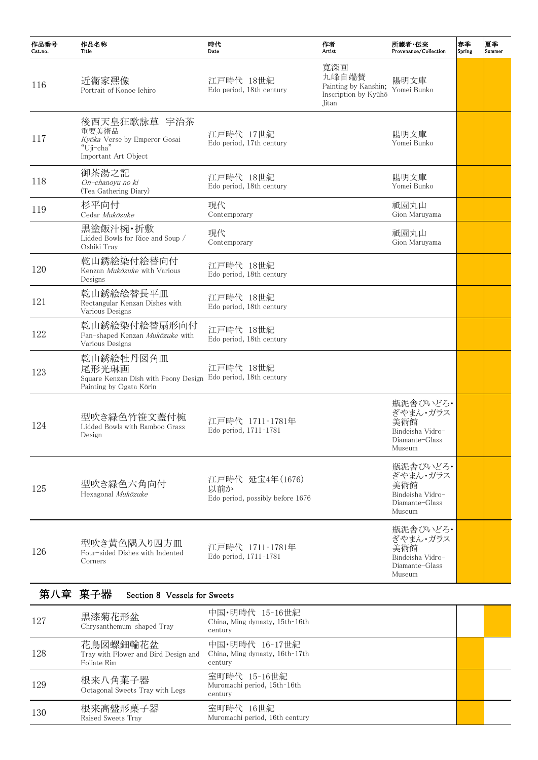| 作品番号<br>Cat.no. | 作品名称<br>Title | 時代<br>Date | 作者<br>Artist | 所蔵者・伝来<br>Provenance/Collection | 春季<br>Spring | 夏季<br>Summer |
|---|---|---|---|---|---|---|
| 116 | 近衛家熙像<br>Portrait of Konoe Iehiro | 江戸時代 18世紀<br>Edo period, 18th century | 寛深画<br>九峰自端賛<br>Painting by Kanshin; Inscription by Kyūhō Jitan | 陽明文庫<br>Yomei Bunko | | |
| 117 | 後西天皇狂歌詠草 宇治茶<br>重要美術品<br>*Kyōka* Verse by Emperor Gosai "Uji-cha"<br>Important Art Object | 江戸時代 17世紀<br>Edo period, 17th century | | 陽明文庫<br>Yomei Bunko | | |
| 118 | 御茶湯之記<br>*On-chanoyu no ki*<br>(Tea Gathering Diary) | 江戸時代 18世紀<br>Edo period, 18th century | | 陽明文庫<br>Yomei Bunko | | |
| 119 | 杉平向付<br>Cedar *Mukōzuke* | 現代<br>Contemporary | | 祇園丸山<br>Gion Maruyama | | |
| | 黒塗飯汁椀・折敷<br>Lidded Bowls for Rice and Soup / Oshiki Tray | 現代<br>Contemporary | | 祇園丸山<br>Gion Maruyama | | |
| 120 | 乾山銹絵染付絵替向付<br>Kenzan *Mukōzuke* with Various Designs | 江戸時代 18世紀<br>Edo period, 18th century | | | | |
| 121 | 乾山銹絵絵替長平皿<br>Rectangular Kenzan Dishes with Various Designs | 江戸時代 18世紀<br>Edo period, 18th century | | | | |
| 122 | 乾山銹絵染付絵替扇形向付<br>Fan-shaped Kenzan *Mukōzuke* with Various Designs | 江戸時代 18世紀<br>Edo period, 18th century | | | | |
| 123 | 乾山銹絵牡丹図角皿<br>尾形光琳画<br>Square Kenzan Dish with Peony Design<br>Painting by Ogata Kōrin | 江戸時代 18世紀<br>Edo period, 18th century | | | | |
| 124 | 型吹き緑色竹笹文蓋付椀<br>Lidded Bowls with Bamboo Grass Design | 江戸時代 1711-1781年<br>Edo period, 1711-1781 | | 瓶泥舎びいどろ・ぎやまん・ガラス美術館<br>Bindeisha Vidro-Diamante-Glass Museum | | |
| 125 | 型吹き緑色六角向付<br>Hexagonal *Mukōzuke* | 江戸時代 延宝4年(1676)以前か<br>Edo period, possibly before 1676 | | 瓶泥舎びいどろ・ぎやまん・ガラス美術館<br>Bindeisha Vidro-Diamante-Glass Museum | | |
| 126 | 型吹き黄色隅入り四方皿<br>Four-sided Dishes with Indented Corners | 江戸時代 1711-1781年<br>Edo period, 1711-1781 | | 瓶泥舎びいどろ・ぎやまん・ガラス美術館<br>Bindeisha Vidro-Diamante-Glass Museum | | |

## 第八章 菓子器 Section 8 Vessels for Sweets

| 作品番号<br>Cat.no. | 作品名称<br>Title | 時代<br>Date | 作者<br>Artist | 所蔵者・伝来<br>Provenance/Collection | 春季<br>Spring | 夏季<br>Summer |
|---|---|---|---|---|---|---|
| 127 | 黒漆菊花形盆<br>Chrysanthemum-shaped Tray | 中国・明時代 15-16世紀<br>China, Ming dynasty, 15th-16th century | | | | |
| 128 | 花鳥図螺鈿輪花盆<br>Tray with Flower and Bird Design and Foliate Rim | 中国・明時代 16-17世紀<br>China, Ming dynasty, 16th-17th century | | | | |
| 129 | 根来八角菓子器<br>Octagonal Sweets Tray with Legs | 室町時代 15-16世紀<br>Muromachi period, 15th-16th century | | | | |
| 130 | 根来高盤形菓子器<br>Raised Sweets Tray | 室町時代 16世紀<br>Muromachi period, 16th century | | | | |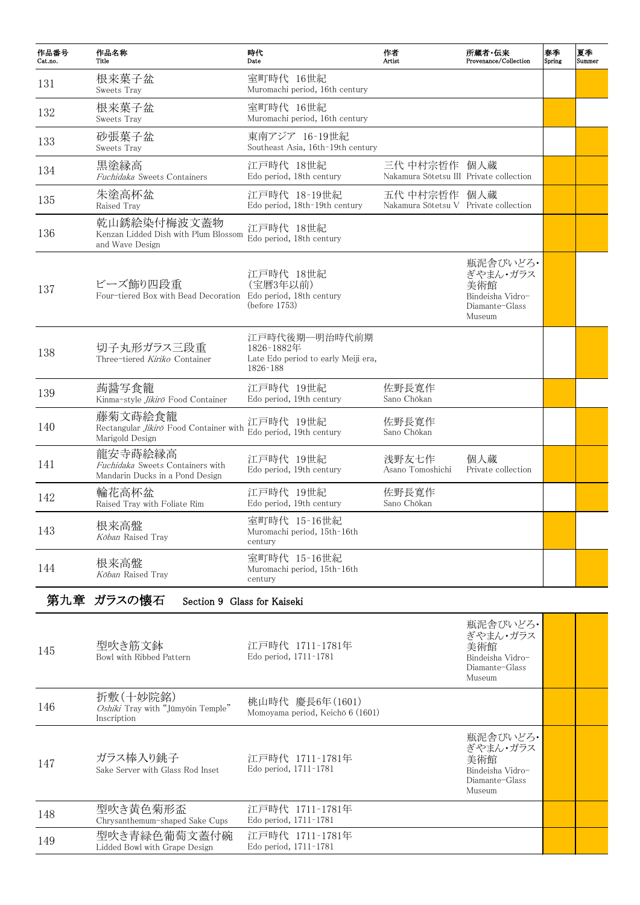| 作品番号<br>Cat.no. | 作品名称<br>Title | 時代<br>Date | 作者<br>Artist | 所蔵者・伝来<br>Provenance/Collection | 春季<br>Spring | 夏季<br>Summer |
|---|---|---|---|---|---|---|
| 131 | 根来菓子盆<br>Sweets Tray | 室町時代 16世紀<br>Muromachi period, 16th century | | | | ● |
| 132 | 根来菓子盆<br>Sweets Tray | 室町時代 16世紀<br>Muromachi period, 16th century | | | ● | |
| 133 | 砂張菓子盆<br>Sweets Tray | 東南アジア 16-19世紀<br>Southeast Asia, 16th-19th century | | | | ● |
| 134 | 黒塗縁高<br>*Fuchidaka* Sweets Containers | 江戸時代 18世紀<br>Edo period, 18th century | 三代 中村宗哲作<br>Nakamura Sōtetsu III | 個人蔵<br>Private collection | ● | ● |
| 135 | 朱塗高杯盆<br>Raised Tray | 江戸時代 18-19世紀<br>Edo period, 18th-19th century | 五代 中村宗哲作<br>Nakamura Sōtetsu V | 個人蔵<br>Private collection | ● | ● |
| 136 | 乾山銹絵染付梅波文蓋物<br>Kenzan Lidded Dish with Plum Blossom and Wave Design | 江戸時代 18世紀<br>Edo period, 18th century | | | ● | ● |
| 137 | ビーズ飾り四段重<br>Four-tiered Box with Bead Decoration | 江戸時代 18世紀<br>(宝暦3年以前)<br>Edo period, 18th century<br>(before 1753) | | 瓶泥舎びいどろ・ぎやまん・ガラス美術館<br>Bindeisha Vidro-Diamante-Glass Museum | ● | |
| 138 | 切子丸形ガラス三段重<br>Three-tiered *Kiriko* Container | 江戸時代後期―明治時代前期<br>1826-1882年<br>Late Edo period to early Meiji era, 1826-188 | | | | ● |
| 139 | 蒟醤写食籠<br>Kinma-style *Jikirō* Food Container | 江戸時代 19世紀<br>Edo period, 19th century | 佐野長寛作<br>Sano Chōkan | | ● | |
| 140 | 藤菊文蒔絵食籠<br>Rectangular *Jikirō* Food Container with Marigold Design | 江戸時代 19世紀<br>Edo period, 19th century | 佐野長寛作<br>Sano Chōkan | | | ● |
| 141 | 龍安寺蒔絵縁高<br>*Fuchidaka* Sweets Containers with Mandarin Ducks in a Pond Design | 江戸時代 19世紀<br>Edo period, 19th century | 浅野友七作<br>Asano Tomoshichi | 個人蔵<br>Private collection | ● | ● |
| 142 | 輪花高杯盆<br>Raised Tray with Foliate Rim | 江戸時代 19世紀<br>Edo period, 19th century | 佐野長寛作<br>Sano Chōkan | | ● | ● |
| 143 | 根来高盤<br>*Kōban* Raised Tray | 室町時代 15-16世紀<br>Muromachi period, 15th-16th century | | | ● | |
| 144 | 根来高盤<br>*Kōban* Raised Tray | 室町時代 15-16世紀<br>Muromachi period, 15th-16th century | | | | ● |

## 第九章 ガラスの懐石　Section 9 Glass for Kaiseki

| 作品番号<br>Cat.no. | 作品名称<br>Title | 時代<br>Date | 作者<br>Artist | 所蔵者・伝来<br>Provenance/Collection | 春季<br>Spring | 夏季<br>Summer |
|---|---|---|---|---|---|---|
| 145 | 型吹き筋文鉢<br>Bowl with Ribbed Pattern | 江戸時代 1711-1781年<br>Edo period, 1711-1781 | | 瓶泥舎びいどろ・ぎやまん・ガラス美術館<br>Bindeisha Vidro-Diamante-Glass Museum | ● | ● |
| 146 | 折敷(十妙院銘)<br>*Oshiki* Tray with "Jūmyōin Temple" Inscription | 桃山時代 慶長6年(1601)<br>Momoyama period, Keichō 6 (1601) | | | ● | ● |
| 147 | ガラス棒入り銚子<br>Sake Server with Glass Rod Inset | 江戸時代 1711-1781年<br>Edo period, 1711-1781 | | 瓶泥舎びいどろ・ぎやまん・ガラス美術館<br>Bindeisha Vidro-Diamante-Glass Museum | ● | ● |
| 148 | 型吹き黄色菊形盃<br>Chrysanthemum-shaped Sake Cups | 江戸時代 1711-1781年<br>Edo period, 1711-1781 | | | ● | ● |
| 149 | 型吹き青緑色葡萄文蓋付碗<br>Lidded Bowl with Grape Design | 江戸時代 1711-1781年<br>Edo period, 1711-1781 | | | ● | ● |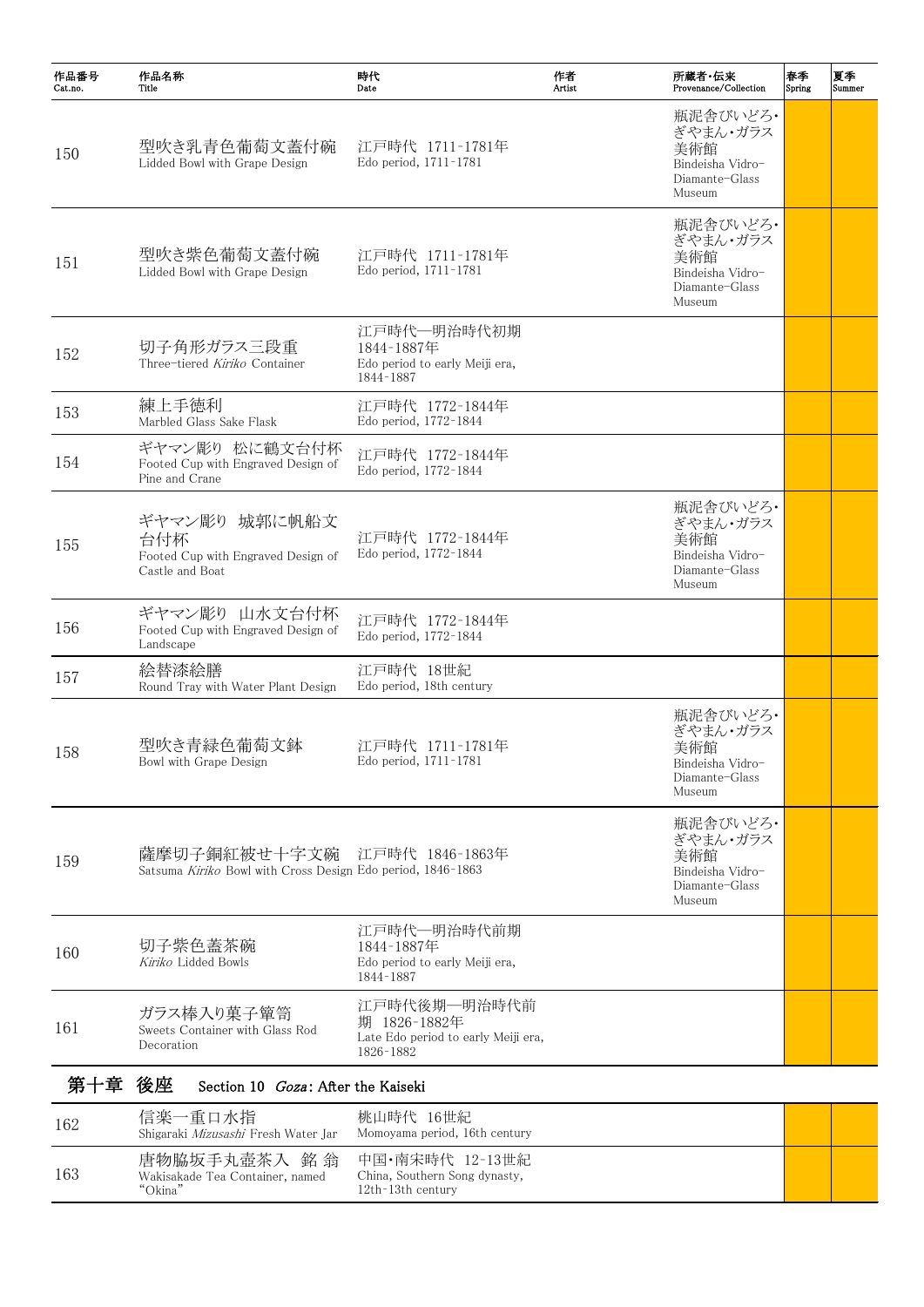| 作品番号 Cat.no. | 作品名称 Title | 時代 Date | 作者 Artist | 所蔵者・伝来 Provenance/Collection | 春季 Spring | 夏季 Summer |
|---|---|---|---|---|---|---|
| 150 | 型吹き乳青色葡萄文蓋付碗 Lidded Bowl with Grape Design | 江戸時代 1711-1781年 Edo period, 1711-1781 | | 瓶泥舎びいどろ・ぎやまん・ガラス美術館 Bindeisha Vidro-Diamante-Glass Museum | | |
| 151 | 型吹き紫色葡萄文蓋付碗 Lidded Bowl with Grape Design | 江戸時代 1711-1781年 Edo period, 1711-1781 | | 瓶泥舎びいどろ・ぎやまん・ガラス美術館 Bindeisha Vidro-Diamante-Glass Museum | | |
| 152 | 切子角形ガラス三段重 Three-tiered *Kiriko* Container | 江戸時代—明治時代初期 1844-1887年 Edo period to early Meiji era, 1844-1887 | | | | |
| 153 | 練上手徳利 Marbled Glass Sake Flask | 江戸時代 1772-1844年 Edo period, 1772-1844 | | | | |
| 154 | ギヤマン彫り 松に鶴文台付杯 Footed Cup with Engraved Design of Pine and Crane | 江戸時代 1772-1844年 Edo period, 1772-1844 | | | | |
| 155 | ギヤマン彫り 城郭に帆船文台付杯 Footed Cup with Engraved Design of Castle and Boat | 江戸時代 1772-1844年 Edo period, 1772-1844 | | 瓶泥舎びいどろ・ぎやまん・ガラス美術館 Bindeisha Vidro-Diamante-Glass Museum | | |
| 156 | ギヤマン彫り 山水文台付杯 Footed Cup with Engraved Design of Landscape | 江戸時代 1772-1844年 Edo period, 1772-1844 | | | | |
| 157 | 絵替漆絵膳 Round Tray with Water Plant Design | 江戸時代 18世紀 Edo period, 18th century | | | | |
| 158 | 型吹き青緑色葡萄文鉢 Bowl with Grape Design | 江戸時代 1711-1781年 Edo period, 1711-1781 | | 瓶泥舎びいどろ・ぎやまん・ガラス美術館 Bindeisha Vidro-Diamante-Glass Museum | | |
| 159 | 薩摩切子銅紅被せ十字文碗 Satsuma *Kiriko* Bowl with Cross Design | 江戸時代 1846-1863年 Edo period, 1846-1863 | | 瓶泥舎びいどろ・ぎやまん・ガラス美術館 Bindeisha Vidro-Diamante-Glass Museum | | |
| 160 | 切子紫色蓋茶碗 *Kiriko* Lidded Bowls | 江戸時代—明治時代前期 1844-1887年 Edo period to early Meiji era, 1844-1887 | | | | |
| 161 | ガラス棒入り菓子箪笥 Sweets Container with Glass Rod Decoration | 江戸時代後期—明治時代前期 1826-1882年 Late Edo period to early Meiji era, 1826-1882 | | | | |

## 第十章 後座 Section 10 *Goza*: After the Kaiseki

| 作品番号 Cat.no. | 作品名称 Title | 時代 Date | 作者 Artist | 所蔵者・伝来 Provenance/Collection | 春季 Spring | 夏季 Summer |
|---|---|---|---|---|---|---|
| 162 | 信楽一重口水指 Shigaraki *Mizusashi* Fresh Water Jar | 桃山時代 16世紀 Momoyama period, 16th century | | | | |
| 163 | 唐物脇坂手丸壺茶入 銘 翁 Wakisakade Tea Container, named "Okina" | 中国・南宋時代 12-13世紀 China, Southern Song dynasty, 12th-13th century | | | | |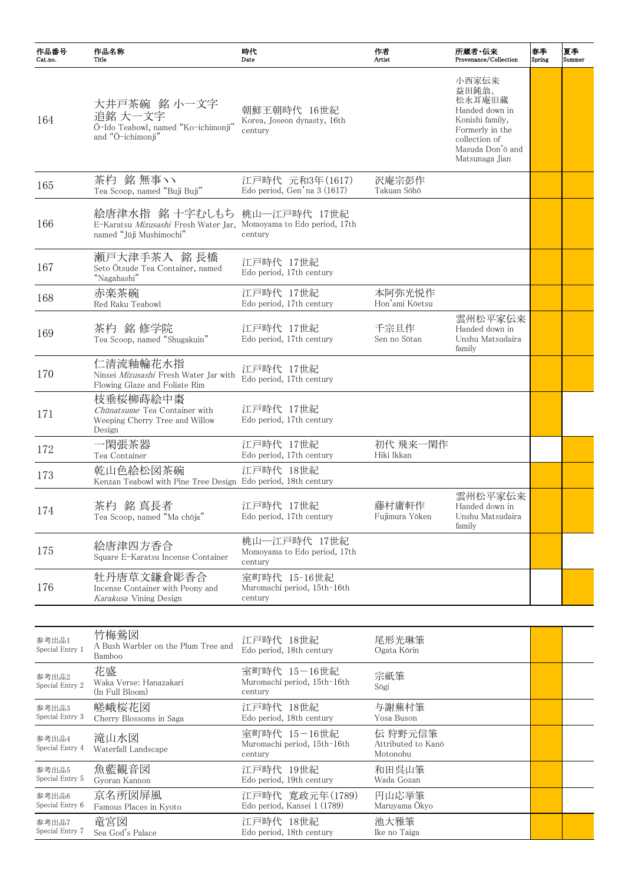| 作品番号<br>Cat.no. | 作品名称<br>Title | 時代<br>Date | 作者<br>Artist | 所蔵者・伝来<br>Provenance/Collection | 春季<br>Spring | 夏季<br>Summer |
|---|---|---|---|---|---|---|
| 164 | 大井戸茶碗　銘 小一文字<br>追銘 大一文字<br>Ō-Ido Teabowl, named "Ko-ichimonji" and "Ō-ichimonji" | 朝鮮王朝時代　16世紀<br>Korea, Joseon dynasty, 16th century | | 小西家伝来<br>益田鈍翁、<br>松永耳庵旧蔵<br>Handed down in Konishi family, Formerly in the collection of Masuda Don'ō and Matsunaga Jian | ● | ● |
| 165 | 茶杓　銘 無事丶丶<br>Tea Scoop, named "Buji Buji" | 江戸時代　元和3年(1617)<br>Edo period, Gen'na 3 (1617) | 沢庵宗彭作<br>Takuan Sōhō | | ● | ● |
| 166 | 絵唐津水指　銘 十字むしもち<br>E-Karatsu *Mizusashi* Fresh Water Jar, named "Jūji Mushimochi" | 桃山―江戸時代　17世紀<br>Momoyama to Edo period, 17th century | | | ● | ● |
| 167 | 瀬戸大津手茶入　銘 長橋<br>Seto Ōtsude Tea Container, named "Nagahashi" | 江戸時代　17世紀<br>Edo period, 17th century | | | ● | ● |
| 168 | 赤楽茶碗<br>Red Raku Teabowl | 江戸時代　17世紀<br>Edo period, 17th century | 本阿弥光悦作<br>Hon'ami Kōetsu | | ● | ● |
| 169 | 茶杓　銘 修学院<br>Tea Scoop, named "Shugakuin" | 江戸時代　17世紀<br>Edo period, 17th century | 千宗旦作<br>Sen no Sōtan | 雲州松平家伝来<br>Handed down in Unshu Matsudaira family | ● | ● |
| 170 | 仁清流釉輪花水指<br>Ninsei *Mizusashi* Fresh Water Jar with Flowing Glaze and Foliate Rim | 江戸時代　17世紀<br>Edo period, 17th century | | | ● | ● |
| 171 | 枝垂桜柳蒔絵中棗<br>*Chūnatsume* Tea Container with Weeping Cherry Tree and Willow Design | 江戸時代　17世紀<br>Edo period, 17th century | | | ● | |
| 172 | 一閑張茶器<br>Tea Container | 江戸時代　17世紀<br>Edo period, 17th century | 初代 飛来一閑作<br>Hiki Ikkan | | | ● |
| 173 | 乾山色絵松図茶碗<br>Kenzan Teabowl with Pine Tree Design | 江戸時代　18世紀<br>Edo period, 18th century | | | ● | ● |
| 174 | 茶杓　銘 真長者<br>Tea Scoop, named "Ma chōja" | 江戸時代　17世紀<br>Edo period, 17th century | 藤村庸軒作<br>Fujimura Yōken | 雲州松平家伝来<br>Handed down in Unshu Matsudaira family | ● | ● |
| 175 | 絵唐津四方香合<br>Square E-Karatsu Incense Container | 桃山―江戸時代　17世紀<br>Momoyama to Edo period, 17th century | | | ● | ● |
| 176 | 牡丹唐草文鎌倉彫香合<br>Incense Container with Peony and *Karakusa* Vining Design | 室町時代　15-16世紀<br>Muromachi period, 15th-16th century | | | | ● |
| 参考出品1<br>Special Entry 1 | 竹梅鶯図<br>A Bush Warbler on the Plum Tree and Bamboo | 江戸時代　18世紀<br>Edo period, 18th century | 尾形光琳筆<br>Ogata Kōrin | | ● | |
| 参考出品2<br>Special Entry 2 | 花盛<br>Waka Verse: Hanazakari (In Full Bloom) | 室町時代　15－16世紀<br>Muromachi period, 15th-16th century | 宗祇筆<br>Sōgi | | ● | |
| 参考出品3<br>Special Entry 3 | 嵯峨桜花図<br>Cherry Blossoms in Saga | 江戸時代　18世紀<br>Edo period, 18th century | 与謝蕪村筆<br>Yosa Buson | | ● | |
| 参考出品4<br>Special Entry 4 | 滝山水図<br>Waterfall Landscape | 室町時代　15－16世紀<br>Muromachi period, 15th-16th century | 伝 狩野元信筆<br>Attributed to Kanō Motonobu | | ● | |
| 参考出品5<br>Special Entry 5 | 魚藍観音図<br>Gyoran Kannon | 江戸時代　19世紀<br>Edo period, 19th century | 和田呉山筆<br>Wada Gozan | | ● | |
| 参考出品6<br>Special Entry 6 | 京名所図屏風<br>Famous Places in Kyoto | 江戸時代　寛政元年(1789)<br>Edo period, Kansei 1 (1789) | 円山応挙筆<br>Maruyama Ōkyo | | ● | |
| 参考出品7<br>Special Entry 7 | 竜宮図<br>Sea God's Palace | 江戸時代　18世紀<br>Edo period, 18th century | 池大雅筆<br>Ike no Taiga | | ● | ● |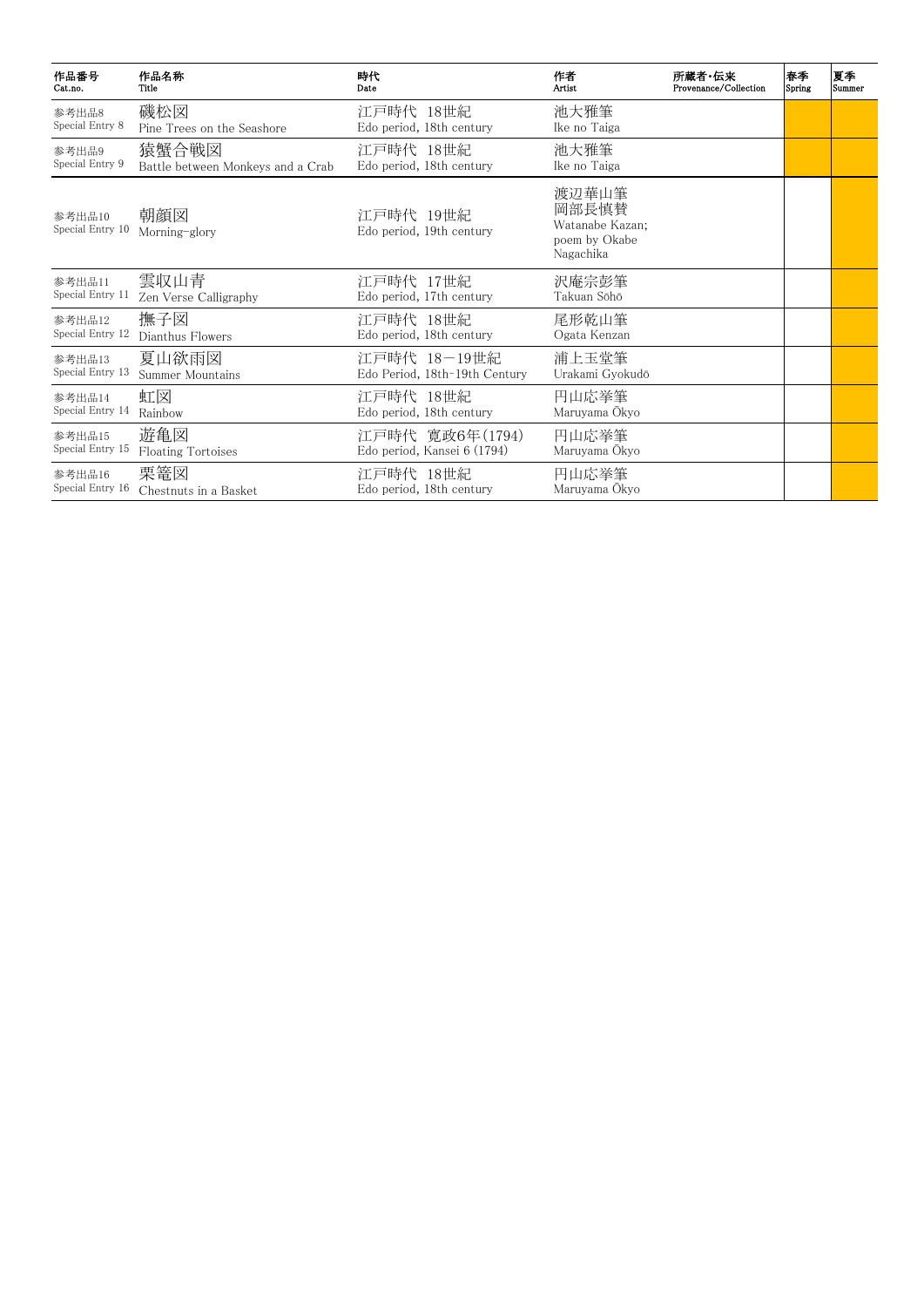| 作品番号<br>Cat.no. | 作品名称<br>Title | 時代<br>Date | 作者<br>Artist | 所蔵者・伝来<br>Provenance/Collection | 春季<br>Spring | 夏季<br>Summer |
|---|---|---|---|---|---|---|
| 参考出品8<br>Special Entry 8 | 磯松図<br>Pine Trees on the Seashore | 江戸時代 18世紀<br>Edo period, 18th century | 池大雅筆<br>Ike no Taiga | | | |
| 参考出品9<br>Special Entry 9 | 猿蟹合戦図<br>Battle between Monkeys and a Crab | 江戸時代 18世紀<br>Edo period, 18th century | 池大雅筆<br>Ike no Taiga | | | |
| 参考出品10<br>Special Entry 10 | 朝顔図<br>Morning-glory | 江戸時代 19世紀<br>Edo period, 19th century | 渡辺華山筆<br>岡部長慎賛<br>Watanabe Kazan;<br>poem by Okabe Nagachika | | | |
| 参考出品11<br>Special Entry 11 | 雲収山青<br>Zen Verse Calligraphy | 江戸時代 17世紀<br>Edo period, 17th century | 沢庵宗彭筆<br>Takuan Sōhō | | | |
| 参考出品12<br>Special Entry 12 | 撫子図<br>Dianthus Flowers | 江戸時代 18世紀<br>Edo period, 18th century | 尾形乾山筆<br>Ogata Kenzan | | | |
| 参考出品13<br>Special Entry 13 | 夏山欲雨図<br>Summer Mountains | 江戸時代 18－19世紀<br>Edo Period, 18th-19th Century | 浦上玉堂筆<br>Urakami Gyokudō | | | |
| 参考出品14<br>Special Entry 14 | 虹図<br>Rainbow | 江戸時代 18世紀<br>Edo period, 18th century | 円山応挙筆<br>Maruyama Ōkyo | | | |
| 参考出品15<br>Special Entry 15 | 遊亀図<br>Floating Tortoises | 江戸時代 寛政6年(1794)<br>Edo period, Kansei 6 (1794) | 円山応挙筆<br>Maruyama Ōkyo | | | |
| 参考出品16<br>Special Entry 16 | 栗篭図<br>Chestnuts in a Basket | 江戸時代 18世紀<br>Edo period, 18th century | 円山応挙筆<br>Maruyama Ōkyo | | | |